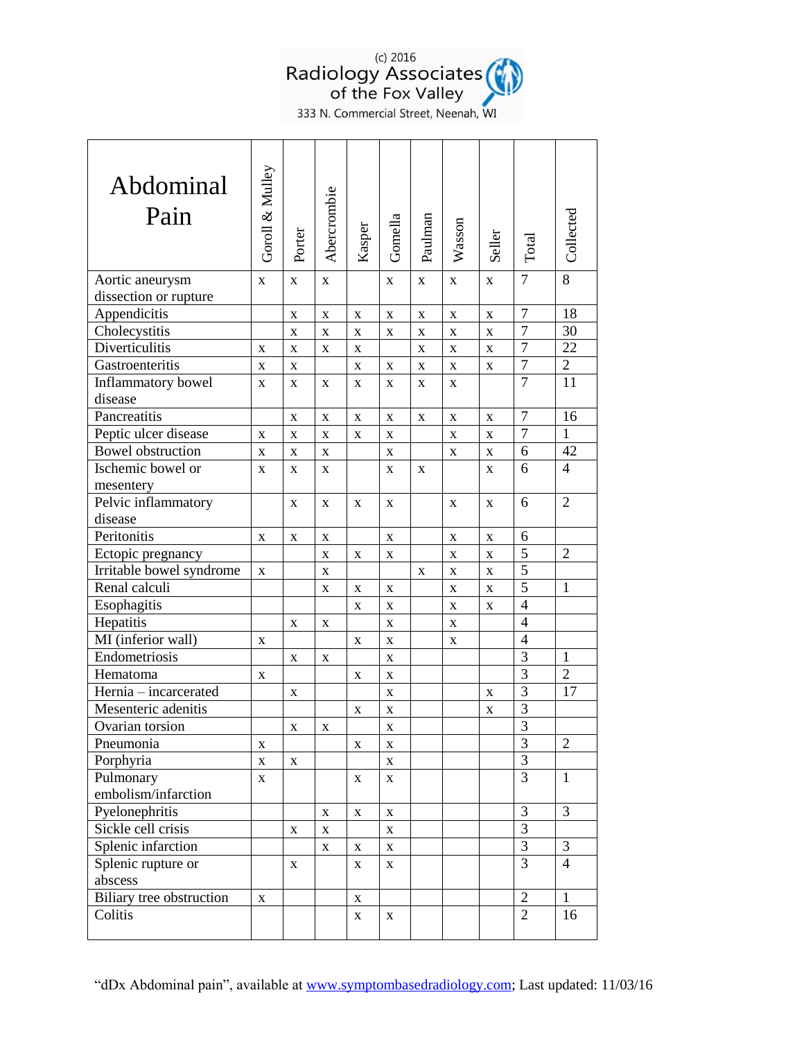(c) 2016
Radiology Associates of the Fox Valley
333 N. Commercial Street, Neenah, WI

| Abdominal Pain | Goroll & Mulley | Porter | Abercrombie | Kasper | Gomella | Paulman | Wasson | Seller | Total | Collected |
|---|---|---|---|---|---|---|---|---|---|---|
| Aortic aneurysm dissection or rupture | x | x | x | | x | x | x | x | 7 | 8 |
| Appendicitis | | x | x | x | x | x | x | x | 7 | 18 |
| Cholecystitis | | x | x | x | x | x | x | x | 7 | 30 |
| Diverticulitis | x | x | x | x | | x | x | x | 7 | 22 |
| Gastroenteritis | x | x | | x | x | x | x | x | 7 | 2 |
| Inflammatory bowel disease | x | x | x | x | x | x | x | | 7 | 11 |
| Pancreatitis | | x | x | x | x | x | x | x | 7 | 16 |
| Peptic ulcer disease | x | x | x | x | x | | x | x | 7 | 1 |
| Bowel obstruction | x | x | x | | x | | x | x | 6 | 42 |
| Ischemic bowel or mesentery | x | x | x | | x | x | | x | 6 | 4 |
| Pelvic inflammatory disease | | x | x | x | x | | x | x | 6 | 2 |
| Peritonitis | x | x | x | | x | | x | x | 6 | |
| Ectopic pregnancy | | | x | x | x | | x | x | 5 | 2 |
| Irritable bowel syndrome | x | | x | | | x | x | x | 5 | |
| Renal calculi | | | x | x | x | | x | x | 5 | 1 |
| Esophagitis | | | | x | x | | x | x | 4 | |
| Hepatitis | | x | x | | x | | x | | 4 | |
| MI (inferior wall) | x | | | x | x | | x | | 4 | |
| Endometriosis | | x | x | | x | | | | 3 | 1 |
| Hematoma | x | | | x | x | | | | 3 | 2 |
| Hernia – incarcerated | | x | | | x | | | x | 3 | 17 |
| Mesenteric adenitis | | | | x | x | | | x | 3 | |
| Ovarian torsion | | x | x | | x | | | | 3 | |
| Pneumonia | x | | | x | x | | | | 3 | 2 |
| Porphyria | x | x | | | x | | | | 3 | |
| Pulmonary embolism/infarction | x | | | x | x | | | | 3 | 1 |
| Pyelonephritis | | | x | x | x | | | | 3 | 3 |
| Sickle cell crisis | | x | x | | x | | | | 3 | |
| Splenic infarction | | | x | x | x | | | | 3 | 3 |
| Splenic rupture or abscess | | x | | x | x | | | | 3 | 4 |
| Biliary tree obstruction | x | | | x | | | | | 2 | 1 |
| Colitis | | | | x | x | | | | 2 | 16 |

"dDx Abdominal pain", available at www.symptombasedradiology.com; Last updated: 11/03/16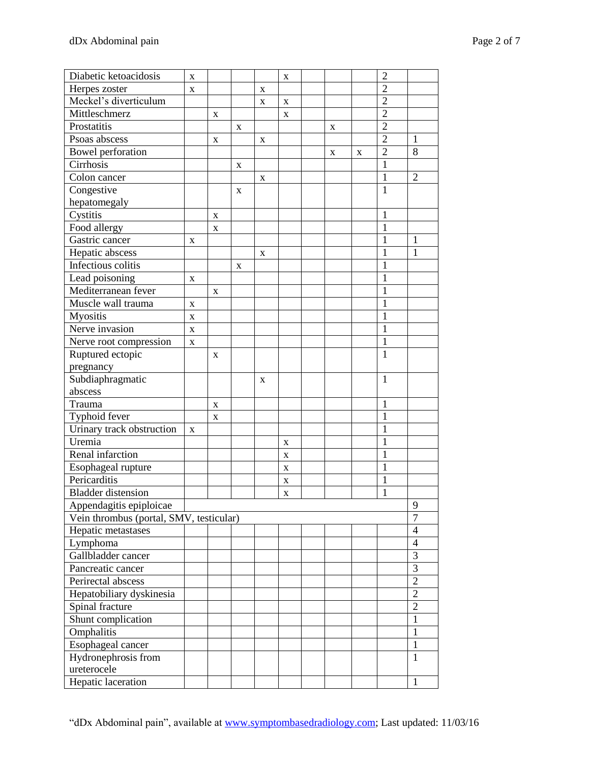| | | | | | | | | | | |
|---|---|---|---|---|---|---|---|---|---|---|
| Diabetic ketoacidosis | x | | | | x | | | | 2 | |
| Herpes zoster | x | | | x | | | | | 2 | |
| Meckel's diverticulum | | | | x | x | | | | 2 | |
| Mittleschmerz | | x | | | x | | | | 2 | |
| Prostatitis | | | x | | | | x | | 2 | |
| Psoas abscess | | x | | x | | | | | 2 | 1 |
| Bowel perforation | | | | | | | x | x | 2 | 8 |
| Cirrhosis | | | x | | | | | | 1 | |
| Colon cancer | | | | x | | | | | 1 | 2 |
| Congestive hepatomegaly | | | x | | | | | | 1 | |
| Cystitis | | x | | | | | | | 1 | |
| Food allergy | | x | | | | | | | 1 | |
| Gastric cancer | x | | | | | | | | 1 | 1 |
| Hepatic abscess | | | | x | | | | | 1 | 1 |
| Infectious colitis | | | x | | | | | | 1 | |
| Lead poisoning | x | | | | | | | | 1 | |
| Mediterranean fever | | x | | | | | | | 1 | |
| Muscle wall trauma | x | | | | | | | | 1 | |
| Myositis | x | | | | | | | | 1 | |
| Nerve invasion | x | | | | | | | | 1 | |
| Nerve root compression | x | | | | | | | | 1 | |
| Ruptured ectopic pregnancy | | x | | | | | | | 1 | |
| Subdiaphragmatic abscess | | | | x | | | | | 1 | |
| Trauma | | x | | | | | | | 1 | |
| Typhoid fever | | x | | | | | | | 1 | |
| Urinary track obstruction | x | | | | | | | | 1 | |
| Uremia | | | | | x | | | | 1 | |
| Renal infarction | | | | | x | | | | 1 | |
| Esophageal rupture | | | | | x | | | | 1 | |
| Pericarditis | | | | | x | | | | 1 | |
| Bladder distension | | | | | x | | | | 1 | |
| Appendagitis epiploicae | | | | | | | | | | 9 |
| Vein thrombus (portal, SMV, testicular) | | | | | | | | | | 7 |
| Hepatic metastases | | | | | | | | | | 4 |
| Lymphoma | | | | | | | | | | 4 |
| Gallbladder cancer | | | | | | | | | | 3 |
| Pancreatic cancer | | | | | | | | | | 3 |
| Perirectal abscess | | | | | | | | | | 2 |
| Hepatobiliary dyskinesia | | | | | | | | | | 2 |
| Spinal fracture | | | | | | | | | | 2 |
| Shunt complication | | | | | | | | | | 1 |
| Omphalitis | | | | | | | | | | 1 |
| Esophageal cancer | | | | | | | | | | 1 |
| Hydronephrosis from ureterocele | | | | | | | | | | 1 |
| Hepatic laceration | | | | | | | | | | 1 |

"dDx Abdominal pain", available at www.symptombasedradiology.com; Last updated: 11/03/16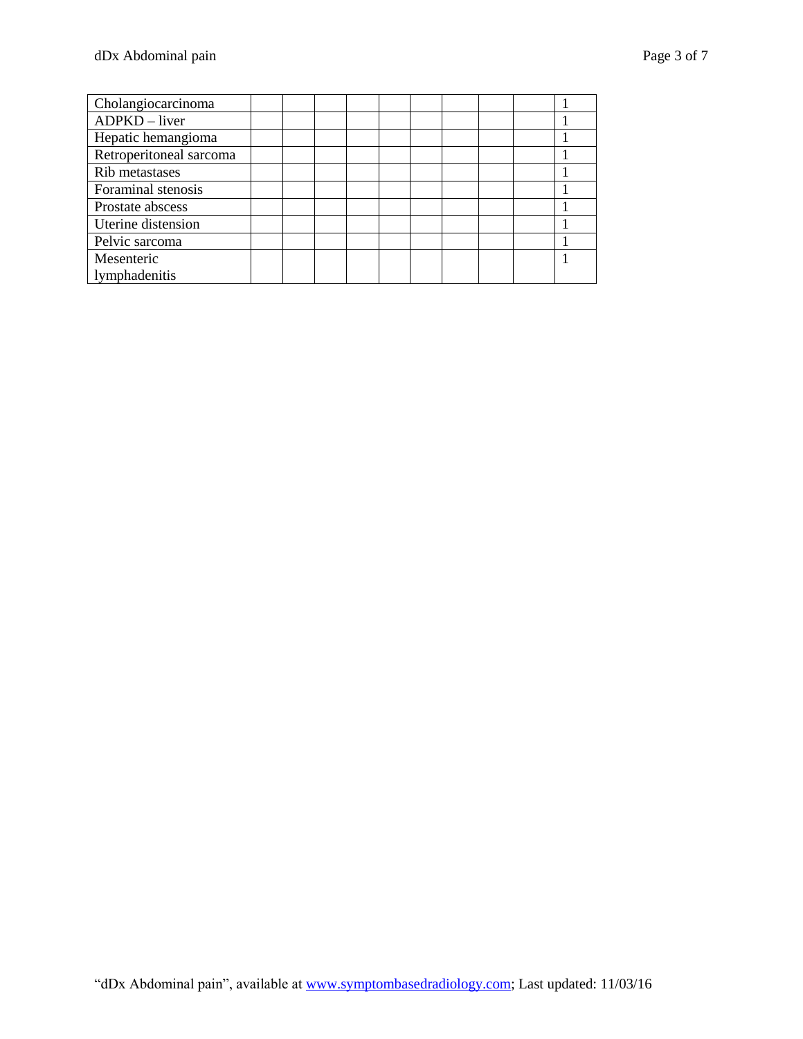| | | | | | | | | | | |
|---|---|---|---|---|---|---|---|---|---|---|
| Cholangiocarcinoma | | | | | | | | | | 1 |
| ADPKD – liver | | | | | | | | | | 1 |
| Hepatic hemangioma | | | | | | | | | | 1 |
| Retroperitoneal sarcoma | | | | | | | | | | 1 |
| Rib metastases | | | | | | | | | | 1 |
| Foraminal stenosis | | | | | | | | | | 1 |
| Prostate abscess | | | | | | | | | | 1 |
| Uterine distension | | | | | | | | | | 1 |
| Pelvic sarcoma | | | | | | | | | | 1 |
| Mesenteric lymphadenitis | | | | | | | | | | 1 |

"dDx Abdominal pain", available at www.symptombasedradiology.com; Last updated: 11/03/16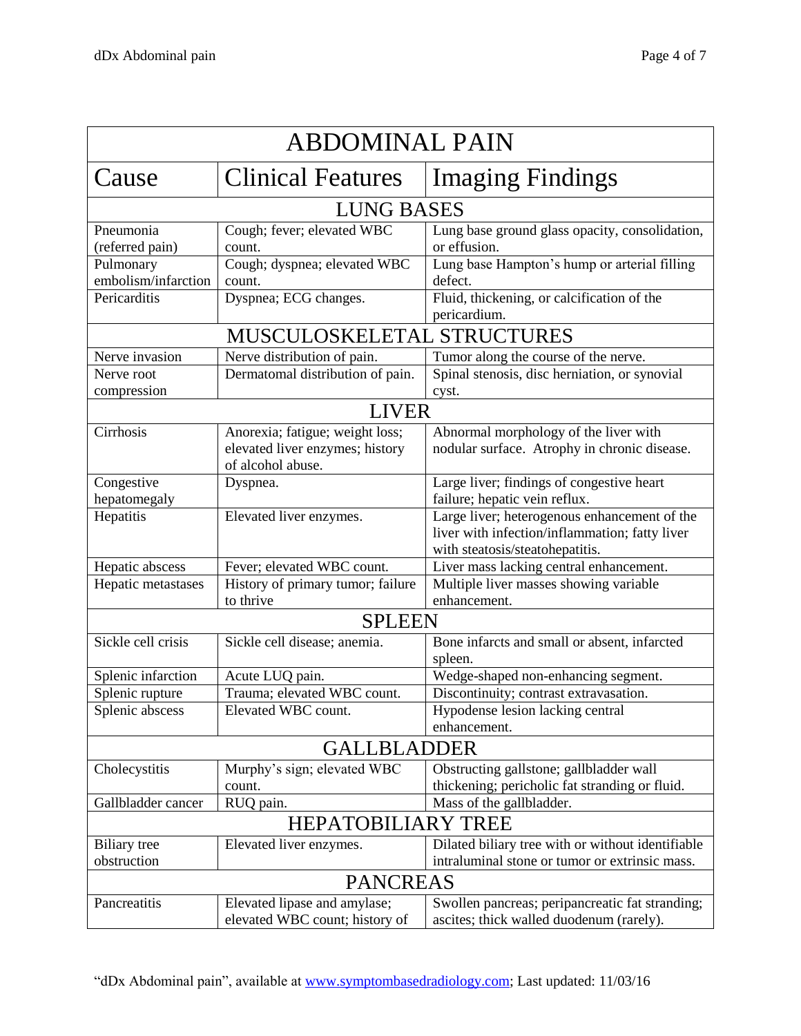| ABDOMINAL PAIN | | |
|---|---|---|
| **Cause** | **Clinical Features** | **Imaging Findings** |
| **LUNG BASES** | | |
| Pneumonia (referred pain) | Cough; fever; elevated WBC count. | Lung base ground glass opacity, consolidation, or effusion. |
| Pulmonary embolism/infarction | Cough; dyspnea; elevated WBC count. | Lung base Hampton's hump or arterial filling defect. |
| Pericarditis | Dyspnea; ECG changes. | Fluid, thickening, or calcification of the pericardium. |
| **MUSCULOSKELETAL STRUCTURES** | | |
| Nerve invasion | Nerve distribution of pain. | Tumor along the course of the nerve. |
| Nerve root compression | Dermatomal distribution of pain. | Spinal stenosis, disc herniation, or synovial cyst. |
| **LIVER** | | |
| Cirrhosis | Anorexia; fatigue; weight loss; elevated liver enzymes; history of alcohol abuse. | Abnormal morphology of the liver with nodular surface. Atrophy in chronic disease. |
| Congestive hepatomegaly | Dyspnea. | Large liver; findings of congestive heart failure; hepatic vein reflux. |
| Hepatitis | Elevated liver enzymes. | Large liver; heterogenous enhancement of the liver with infection/inflammation; fatty liver with steatosis/steatohepatitis. |
| Hepatic abscess | Fever; elevated WBC count. | Liver mass lacking central enhancement. |
| Hepatic metastases | History of primary tumor; failure to thrive | Multiple liver masses showing variable enhancement. |
| **SPLEEN** | | |
| Sickle cell crisis | Sickle cell disease; anemia. | Bone infarcts and small or absent, infarcted spleen. |
| Splenic infarction | Acute LUQ pain. | Wedge-shaped non-enhancing segment. |
| Splenic rupture | Trauma; elevated WBC count. | Discontinuity; contrast extravasation. |
| Splenic abscess | Elevated WBC count. | Hypodense lesion lacking central enhancement. |
| **GALLBLADDER** | | |
| Cholecystitis | Murphy's sign; elevated WBC count. | Obstructing gallstone; gallbladder wall thickening; pericholic fat stranding or fluid. |
| Gallbladder cancer | RUQ pain. | Mass of the gallbladder. |
| **HEPATOBILIARY TREE** | | |
| Biliary tree obstruction | Elevated liver enzymes. | Dilated biliary tree with or without identifiable intraluminal stone or tumor or extrinsic mass. |
| **PANCREAS** | | |
| Pancreatitis | Elevated lipase and amylase; elevated WBC count; history of | Swollen pancreas; peripancreatic fat stranding; ascites; thick walled duodenum (rarely). |

"dDx Abdominal pain", available at www.symptombasedradiology.com; Last updated: 11/03/16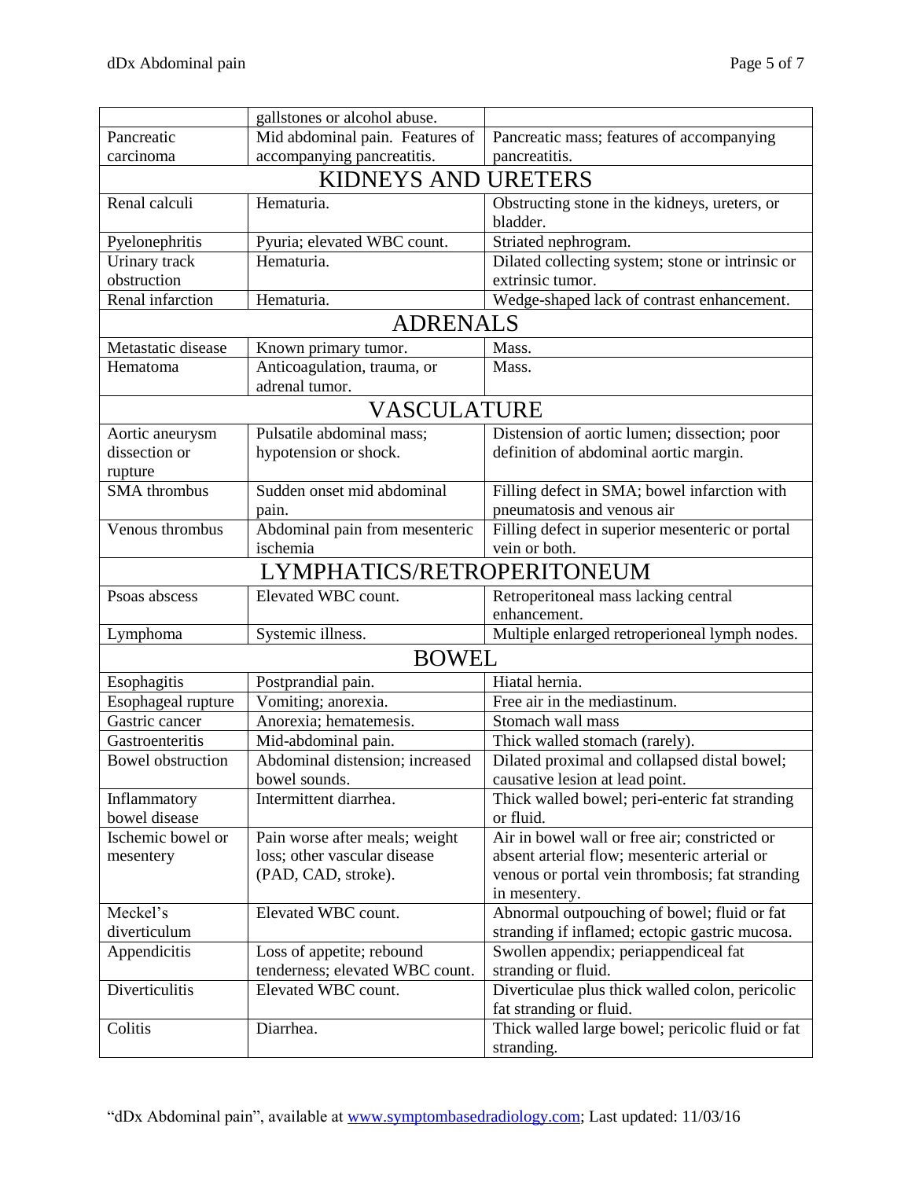| | | |
|---|---|---|
| | gallstones or alcohol abuse. | |
| Pancreatic carcinoma | Mid abdominal pain. Features of accompanying pancreatitis. | Pancreatic mass; features of accompanying pancreatitis. |
| **KIDNEYS AND URETERS** | | |
| Renal calculi | Hematuria. | Obstructing stone in the kidneys, ureters, or bladder. |
| Pyelonephritis | Pyuria; elevated WBC count. | Striated nephrogram. |
| Urinary track obstruction | Hematuria. | Dilated collecting system; stone or intrinsic or extrinsic tumor. |
| Renal infarction | Hematuria. | Wedge-shaped lack of contrast enhancement. |
| **ADRENALS** | | |
| Metastatic disease | Known primary tumor. | Mass. |
| Hematoma | Anticoagulation, trauma, or adrenal tumor. | Mass. |
| **VASCULATURE** | | |
| Aortic aneurysm dissection or rupture | Pulsatile abdominal mass; hypotension or shock. | Distension of aortic lumen; dissection; poor definition of abdominal aortic margin. |
| SMA thrombus | Sudden onset mid abdominal pain. | Filling defect in SMA; bowel infarction with pneumatosis and venous air |
| Venous thrombus | Abdominal pain from mesenteric ischemia | Filling defect in superior mesenteric or portal vein or both. |
| **LYMPHATICS/RETROPERITONEUM** | | |
| Psoas abscess | Elevated WBC count. | Retroperitoneal mass lacking central enhancement. |
| Lymphoma | Systemic illness. | Multiple enlarged retroperioneal lymph nodes. |
| **BOWEL** | | |
| Esophagitis | Postprandial pain. | Hiatal hernia. |
| Esophageal rupture | Vomiting; anorexia. | Free air in the mediastinum. |
| Gastric cancer | Anorexia; hematemesis. | Stomach wall mass |
| Gastroenteritis | Mid-abdominal pain. | Thick walled stomach (rarely). |
| Bowel obstruction | Abdominal distension; increased bowel sounds. | Dilated proximal and collapsed distal bowel; causative lesion at lead point. |
| Inflammatory bowel disease | Intermittent diarrhea. | Thick walled bowel; peri-enteric fat stranding or fluid. |
| Ischemic bowel or mesentery | Pain worse after meals; weight loss; other vascular disease (PAD, CAD, stroke). | Air in bowel wall or free air; constricted or absent arterial flow; mesenteric arterial or venous or portal vein thrombosis; fat stranding in mesentery. |
| Meckel's diverticulum | Elevated WBC count. | Abnormal outpouching of bowel; fluid or fat stranding if inflamed; ectopic gastric mucosa. |
| Appendicitis | Loss of appetite; rebound tenderness; elevated WBC count. | Swollen appendix; periappendiceal fat stranding or fluid. |
| Diverticulitis | Elevated WBC count. | Diverticulae plus thick walled colon, pericolic fat stranding or fluid. |
| Colitis | Diarrhea. | Thick walled large bowel; pericolic fluid or fat stranding. |

"dDx Abdominal pain", available at www.symptombasedradiology.com; Last updated: 11/03/16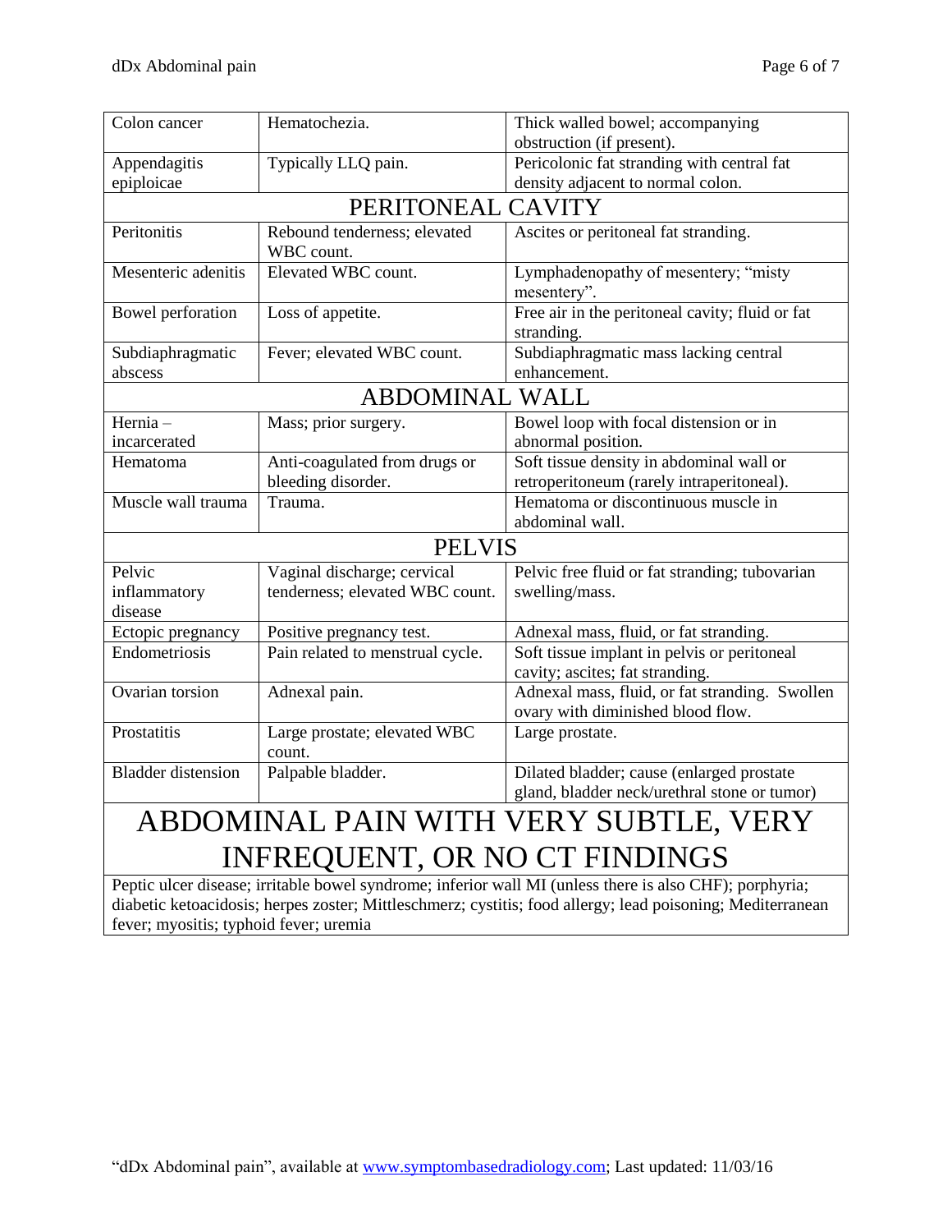| | | |
|---|---|---|
| Colon cancer | Hematochezia. | Thick walled bowel; accompanying obstruction (if present). |
| Appendagitis epiploicae | Typically LLQ pain. | Pericolonic fat stranding with central fat density adjacent to normal colon. |
| **PERITONEAL CAVITY** | | |
| Peritonitis | Rebound tenderness; elevated WBC count. | Ascites or peritoneal fat stranding. |
| Mesenteric adenitis | Elevated WBC count. | Lymphadenopathy of mesentery; "misty mesentery". |
| Bowel perforation | Loss of appetite. | Free air in the peritoneal cavity; fluid or fat stranding. |
| Subdiaphragmatic abscess | Fever; elevated WBC count. | Subdiaphragmatic mass lacking central enhancement. |
| **ABDOMINAL WALL** | | |
| Hernia – incarcerated | Mass; prior surgery. | Bowel loop with focal distension or in abnormal position. |
| Hematoma | Anti-coagulated from drugs or bleeding disorder. | Soft tissue density in abdominal wall or retroperitoneum (rarely intraperitoneal). |
| Muscle wall trauma | Trauma. | Hematoma or discontinuous muscle in abdominal wall. |
| **PELVIS** | | |
| Pelvic inflammatory disease | Vaginal discharge; cervical tenderness; elevated WBC count. | Pelvic free fluid or fat stranding; tubovarian swelling/mass. |
| Ectopic pregnancy | Positive pregnancy test. | Adnexal mass, fluid, or fat stranding. |
| Endometriosis | Pain related to menstrual cycle. | Soft tissue implant in pelvis or peritoneal cavity; ascites; fat stranding. |
| Ovarian torsion | Adnexal pain. | Adnexal mass, fluid, or fat stranding. Swollen ovary with diminished blood flow. |
| Prostatitis | Large prostate; elevated WBC count. | Large prostate. |
| Bladder distension | Palpable bladder. | Dilated bladder; cause (enlarged prostate gland, bladder neck/urethral stone or tumor) |

# ABDOMINAL PAIN WITH VERY SUBTLE, VERY INFREQUENT, OR NO CT FINDINGS

Peptic ulcer disease; irritable bowel syndrome; inferior wall MI (unless there is also CHF); porphyria; diabetic ketoacidosis; herpes zoster; Mittleschmerz; cystitis; food allergy; lead poisoning; Mediterranean fever; myositis; typhoid fever; uremia

"dDx Abdominal pain", available at www.symptombasedradiology.com; Last updated: 11/03/16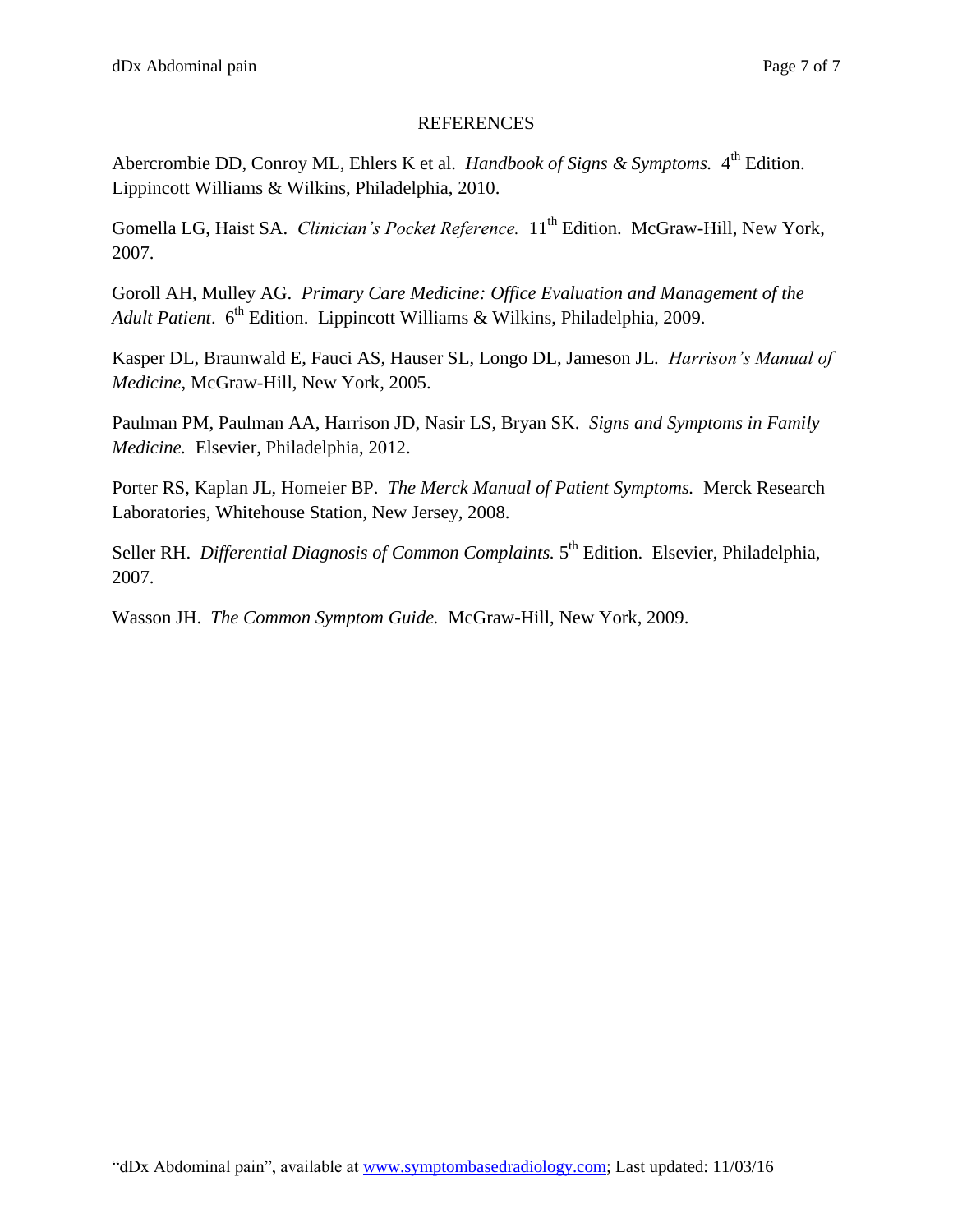## REFERENCES

Abercrombie DD, Conroy ML, Ehlers K et al. *Handbook of Signs & Symptoms.* 4th Edition. Lippincott Williams & Wilkins, Philadelphia, 2010.

Gomella LG, Haist SA. *Clinician's Pocket Reference.* 11th Edition. McGraw-Hill, New York, 2007.

Goroll AH, Mulley AG. *Primary Care Medicine: Office Evaluation and Management of the Adult Patient*. 6th Edition. Lippincott Williams & Wilkins, Philadelphia, 2009.

Kasper DL, Braunwald E, Fauci AS, Hauser SL, Longo DL, Jameson JL. *Harrison's Manual of Medicine*, McGraw-Hill, New York, 2005.

Paulman PM, Paulman AA, Harrison JD, Nasir LS, Bryan SK. *Signs and Symptoms in Family Medicine.* Elsevier, Philadelphia, 2012.

Porter RS, Kaplan JL, Homeier BP. *The Merck Manual of Patient Symptoms.* Merck Research Laboratories, Whitehouse Station, New Jersey, 2008.

Seller RH. *Differential Diagnosis of Common Complaints.* 5th Edition. Elsevier, Philadelphia, 2007.

Wasson JH. *The Common Symptom Guide.* McGraw-Hill, New York, 2009.